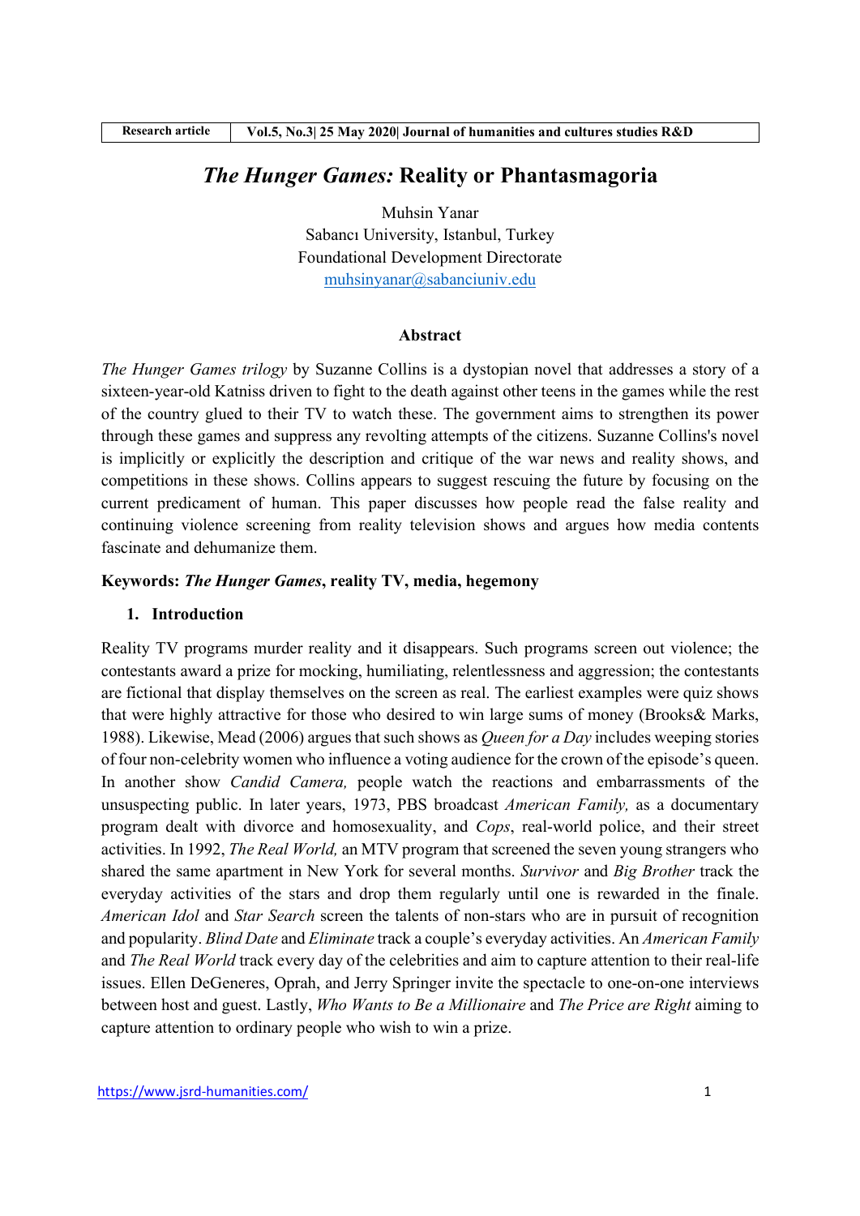# *The Hunger Games:* Reality or Phantasmagoria

Muhsin Yanar
Sabancı University, Istanbul, Turkey
Foundational Development Directorate
muhsinyanar@sabanciuniv.edu

## Abstract

*The Hunger Games trilogy* by Suzanne Collins is a dystopian novel that addresses a story of a sixteen-year-old Katniss driven to fight to the death against other teens in the games while the rest of the country glued to their TV to watch these. The government aims to strengthen its power through these games and suppress any revolting attempts of the citizens. Suzanne Collins's novel is implicitly or explicitly the description and critique of the war news and reality shows, and competitions in these shows. Collins appears to suggest rescuing the future by focusing on the current predicament of human. This paper discusses how people read the false reality and continuing violence screening from reality television shows and argues how media contents fascinate and dehumanize them.

**Keywords: *The Hunger Games*, reality TV, media, hegemony**

## 1. Introduction

Reality TV programs murder reality and it disappears. Such programs screen out violence; the contestants award a prize for mocking, humiliating, relentlessness and aggression; the contestants are fictional that display themselves on the screen as real. The earliest examples were quiz shows that were highly attractive for those who desired to win large sums of money (Brooks& Marks, 1988). Likewise, Mead (2006) argues that such shows as *Queen for a Day* includes weeping stories of four non-celebrity women who influence a voting audience for the crown of the episode's queen. In another show *Candid Camera,* people watch the reactions and embarrassments of the unsuspecting public. In later years, 1973, PBS broadcast *American Family,* as a documentary program dealt with divorce and homosexuality, and *Cops*, real-world police, and their street activities. In 1992, *The Real World,* an MTV program that screened the seven young strangers who shared the same apartment in New York for several months. *Survivor* and *Big Brother* track the everyday activities of the stars and drop them regularly until one is rewarded in the finale. *American Idol* and *Star Search* screen the talents of non-stars who are in pursuit of recognition and popularity. *Blind Date* and *Eliminate* track a couple's everyday activities. An *American Family* and *The Real World* track every day of the celebrities and aim to capture attention to their real-life issues. Ellen DeGeneres, Oprah, and Jerry Springer invite the spectacle to one-on-one interviews between host and guest. Lastly, *Who Wants to Be a Millionaire* and *The Price are Right* aiming to capture attention to ordinary people who wish to win a prize.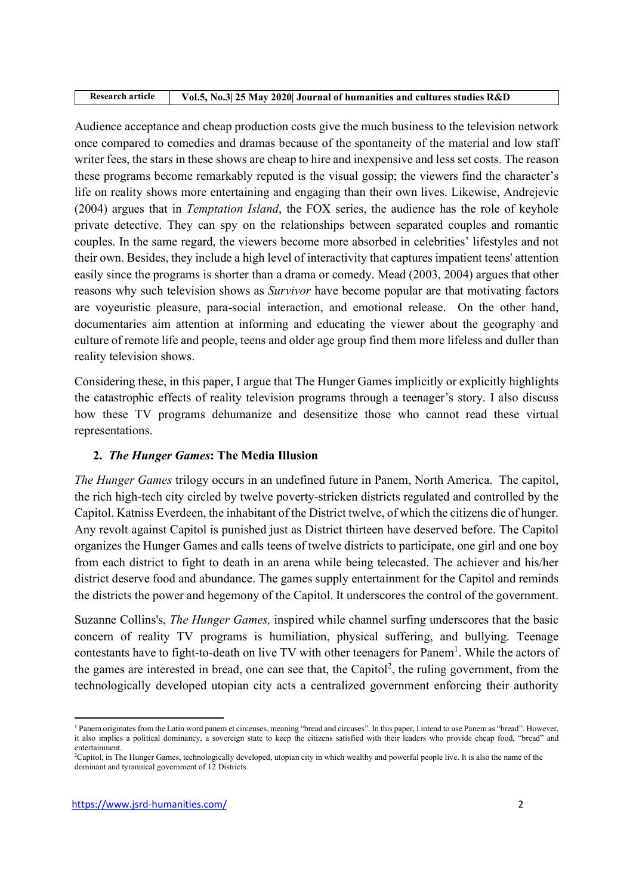Audience acceptance and cheap production costs give the much business to the television network once compared to comedies and dramas because of the spontaneity of the material and low staff writer fees, the stars in these shows are cheap to hire and inexpensive and less set costs. The reason these programs become remarkably reputed is the visual gossip; the viewers find the character's life on reality shows more entertaining and engaging than their own lives. Likewise, Andrejevic (2004) argues that in *Temptation Island*, the FOX series, the audience has the role of keyhole private detective. They can spy on the relationships between separated couples and romantic couples. In the same regard, the viewers become more absorbed in celebrities' lifestyles and not their own. Besides, they include a high level of interactivity that captures impatient teens' attention easily since the programs is shorter than a drama or comedy. Mead (2003, 2004) argues that other reasons why such television shows as *Survivor* have become popular are that motivating factors are voyeuristic pleasure, para-social interaction, and emotional release. On the other hand, documentaries aim attention at informing and educating the viewer about the geography and culture of remote life and people, teens and older age group find them more lifeless and duller than reality television shows.

Considering these, in this paper, I argue that The Hunger Games implicitly or explicitly highlights the catastrophic effects of reality television programs through a teenager's story. I also discuss how these TV programs dehumanize and desensitize those who cannot read these virtual representations.

## 2. *The Hunger Games*: The Media Illusion

*The Hunger Games* trilogy occurs in an undefined future in Panem, North America. The capitol, the rich high-tech city circled by twelve poverty-stricken districts regulated and controlled by the Capitol. Katniss Everdeen, the inhabitant of the District twelve, of which the citizens die of hunger. Any revolt against Capitol is punished just as District thirteen have deserved before. The Capitol organizes the Hunger Games and calls teens of twelve districts to participate, one girl and one boy from each district to fight to death in an arena while being telecasted. The achiever and his/her district deserve food and abundance. The games supply entertainment for the Capitol and reminds the districts the power and hegemony of the Capitol. It underscores the control of the government.

Suzanne Collins's, *The Hunger Games,* inspired while channel surfing underscores that the basic concern of reality TV programs is humiliation, physical suffering, and bullying. Teenage contestants have to fight-to-death on live TV with other teenagers for Panem[1]. While the actors of the games are interested in bread, one can see that, the Capitol[2], the ruling government, from the technologically developed utopian city acts a centralized government enforcing their authority

---

[1] Panem originates from the Latin word panem et circenses, meaning "bread and circuses". In this paper, I intend to use Panem as "bread". However, it also implies a political dominancy, a sovereign state to keep the citizens satisfied with their leaders who provide cheap food, "bread" and entertainment.

[2] Capitol, in The Hunger Games, technologically developed, utopian city in which wealthy and powerful people live. It is also the name of the dominant and tyrannical government of 12 Districts.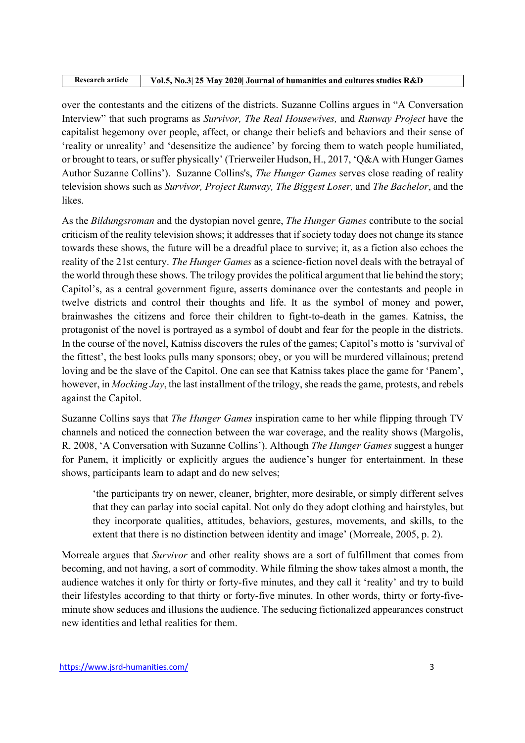over the contestants and the citizens of the districts. Suzanne Collins argues in "A Conversation Interview" that such programs as *Survivor, The Real Housewives,* and *Runway Project* have the capitalist hegemony over people, affect, or change their beliefs and behaviors and their sense of 'reality or unreality' and 'desensitize the audience' by forcing them to watch people humiliated, or brought to tears, or suffer physically' (Trierweiler Hudson, H., 2017, 'Q&A with Hunger Games Author Suzanne Collins'). Suzanne Collins's, *The Hunger Games* serves close reading of reality television shows such as *Survivor, Project Runway, The Biggest Loser,* and *The Bachelor*, and the likes.

As the *Bildungsroman* and the dystopian novel genre, *The Hunger Games* contribute to the social criticism of the reality television shows; it addresses that if society today does not change its stance towards these shows, the future will be a dreadful place to survive; it, as a fiction also echoes the reality of the 21st century. *The Hunger Games* as a science-fiction novel deals with the betrayal of the world through these shows. The trilogy provides the political argument that lie behind the story; Capitol's, as a central government figure, asserts dominance over the contestants and people in twelve districts and control their thoughts and life. It as the symbol of money and power, brainwashes the citizens and force their children to fight-to-death in the games. Katniss, the protagonist of the novel is portrayed as a symbol of doubt and fear for the people in the districts. In the course of the novel, Katniss discovers the rules of the games; Capitol's motto is 'survival of the fittest', the best looks pulls many sponsors; obey, or you will be murdered villainous; pretend loving and be the slave of the Capitol. One can see that Katniss takes place the game for 'Panem', however, in *Mocking Jay*, the last installment of the trilogy, she reads the game, protests, and rebels against the Capitol.

Suzanne Collins says that *The Hunger Games* inspiration came to her while flipping through TV channels and noticed the connection between the war coverage, and the reality shows (Margolis, R. 2008, 'A Conversation with Suzanne Collins'). Although *The Hunger Games* suggest a hunger for Panem, it implicitly or explicitly argues the audience's hunger for entertainment. In these shows, participants learn to adapt and do new selves;

> 'the participants try on newer, cleaner, brighter, more desirable, or simply different selves that they can parlay into social capital. Not only do they adopt clothing and hairstyles, but they incorporate qualities, attitudes, behaviors, gestures, movements, and skills, to the extent that there is no distinction between identity and image' (Morreale, 2005, p. 2).

Morreale argues that *Survivor* and other reality shows are a sort of fulfillment that comes from becoming, and not having, a sort of commodity. While filming the show takes almost a month, the audience watches it only for thirty or forty-five minutes, and they call it 'reality' and try to build their lifestyles according to that thirty or forty-five minutes. In other words, thirty or forty-five-minute show seduces and illusions the audience. The seducing fictionalized appearances construct new identities and lethal realities for them.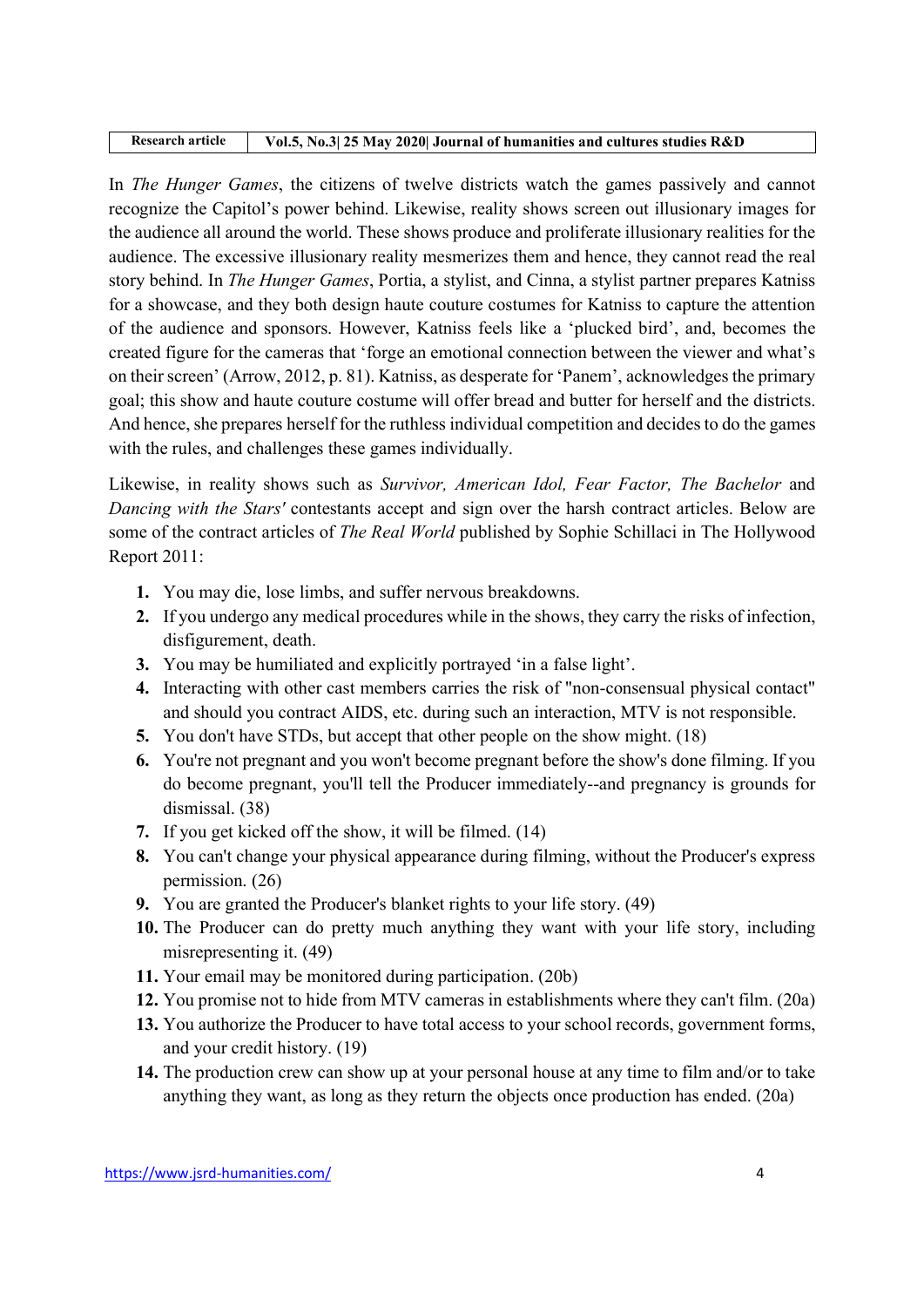In *The Hunger Games*, the citizens of twelve districts watch the games passively and cannot recognize the Capitol's power behind. Likewise, reality shows screen out illusionary images for the audience all around the world. These shows produce and proliferate illusionary realities for the audience. The excessive illusionary reality mesmerizes them and hence, they cannot read the real story behind. In *The Hunger Games*, Portia, a stylist, and Cinna, a stylist partner prepares Katniss for a showcase, and they both design haute couture costumes for Katniss to capture the attention of the audience and sponsors. However, Katniss feels like a 'plucked bird', and, becomes the created figure for the cameras that 'forge an emotional connection between the viewer and what's on their screen' (Arrow, 2012, p. 81). Katniss, as desperate for 'Panem', acknowledges the primary goal; this show and haute couture costume will offer bread and butter for herself and the districts. And hence, she prepares herself for the ruthless individual competition and decides to do the games with the rules, and challenges these games individually.

Likewise, in reality shows such as *Survivor, American Idol, Fear Factor, The Bachelor* and *Dancing with the Stars'* contestants accept and sign over the harsh contract articles. Below are some of the contract articles of *The Real World* published by Sophie Schillaci in The Hollywood Report 2011:

1. You may die, lose limbs, and suffer nervous breakdowns.
2. If you undergo any medical procedures while in the shows, they carry the risks of infection, disfigurement, death.
3. You may be humiliated and explicitly portrayed 'in a false light'.
4. Interacting with other cast members carries the risk of "non-consensual physical contact" and should you contract AIDS, etc. during such an interaction, MTV is not responsible.
5. You don't have STDs, but accept that other people on the show might. (18)
6. You're not pregnant and you won't become pregnant before the show's done filming. If you do become pregnant, you'll tell the Producer immediately--and pregnancy is grounds for dismissal. (38)
7. If you get kicked off the show, it will be filmed. (14)
8. You can't change your physical appearance during filming, without the Producer's express permission. (26)
9. You are granted the Producer's blanket rights to your life story. (49)
10. The Producer can do pretty much anything they want with your life story, including misrepresenting it. (49)
11. Your email may be monitored during participation. (20b)
12. You promise not to hide from MTV cameras in establishments where they can't film. (20a)
13. You authorize the Producer to have total access to your school records, government forms, and your credit history. (19)
14. The production crew can show up at your personal house at any time to film and/or to take anything they want, as long as they return the objects once production has ended. (20a)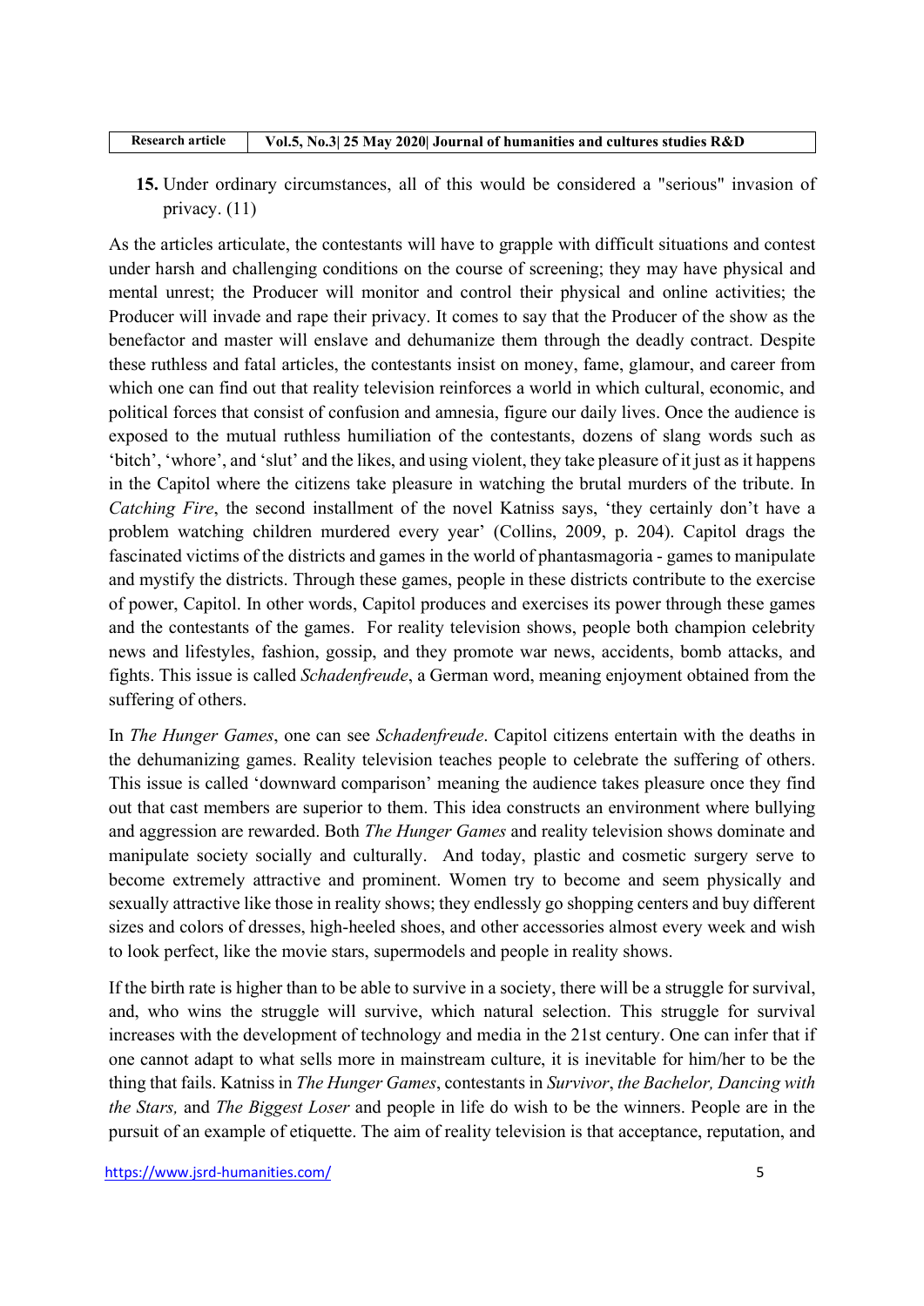15. Under ordinary circumstances, all of this would be considered a "serious" invasion of privacy. (11)

As the articles articulate, the contestants will have to grapple with difficult situations and contest under harsh and challenging conditions on the course of screening; they may have physical and mental unrest; the Producer will monitor and control their physical and online activities; the Producer will invade and rape their privacy. It comes to say that the Producer of the show as the benefactor and master will enslave and dehumanize them through the deadly contract. Despite these ruthless and fatal articles, the contestants insist on money, fame, glamour, and career from which one can find out that reality television reinforces a world in which cultural, economic, and political forces that consist of confusion and amnesia, figure our daily lives. Once the audience is exposed to the mutual ruthless humiliation of the contestants, dozens of slang words such as 'bitch', 'whore', and 'slut' and the likes, and using violent, they take pleasure of it just as it happens in the Capitol where the citizens take pleasure in watching the brutal murders of the tribute. In *Catching Fire*, the second installment of the novel Katniss says, 'they certainly don't have a problem watching children murdered every year' (Collins, 2009, p. 204). Capitol drags the fascinated victims of the districts and games in the world of phantasmagoria - games to manipulate and mystify the districts. Through these games, people in these districts contribute to the exercise of power, Capitol. In other words, Capitol produces and exercises its power through these games and the contestants of the games. For reality television shows, people both champion celebrity news and lifestyles, fashion, gossip, and they promote war news, accidents, bomb attacks, and fights. This issue is called *Schadenfreude*, a German word, meaning enjoyment obtained from the suffering of others.

In *The Hunger Games*, one can see *Schadenfreude*. Capitol citizens entertain with the deaths in the dehumanizing games. Reality television teaches people to celebrate the suffering of others. This issue is called 'downward comparison' meaning the audience takes pleasure once they find out that cast members are superior to them. This idea constructs an environment where bullying and aggression are rewarded. Both *The Hunger Games* and reality television shows dominate and manipulate society socially and culturally. And today, plastic and cosmetic surgery serve to become extremely attractive and prominent. Women try to become and seem physically and sexually attractive like those in reality shows; they endlessly go shopping centers and buy different sizes and colors of dresses, high-heeled shoes, and other accessories almost every week and wish to look perfect, like the movie stars, supermodels and people in reality shows.

If the birth rate is higher than to be able to survive in a society, there will be a struggle for survival, and, who wins the struggle will survive, which natural selection. This struggle for survival increases with the development of technology and media in the 21st century. One can infer that if one cannot adapt to what sells more in mainstream culture, it is inevitable for him/her to be the thing that fails. Katniss in *The Hunger Games*, contestants in *Survivor*, *the Bachelor, Dancing with the Stars,* and *The Biggest Loser* and people in life do wish to be the winners. People are in the pursuit of an example of etiquette. The aim of reality television is that acceptance, reputation, and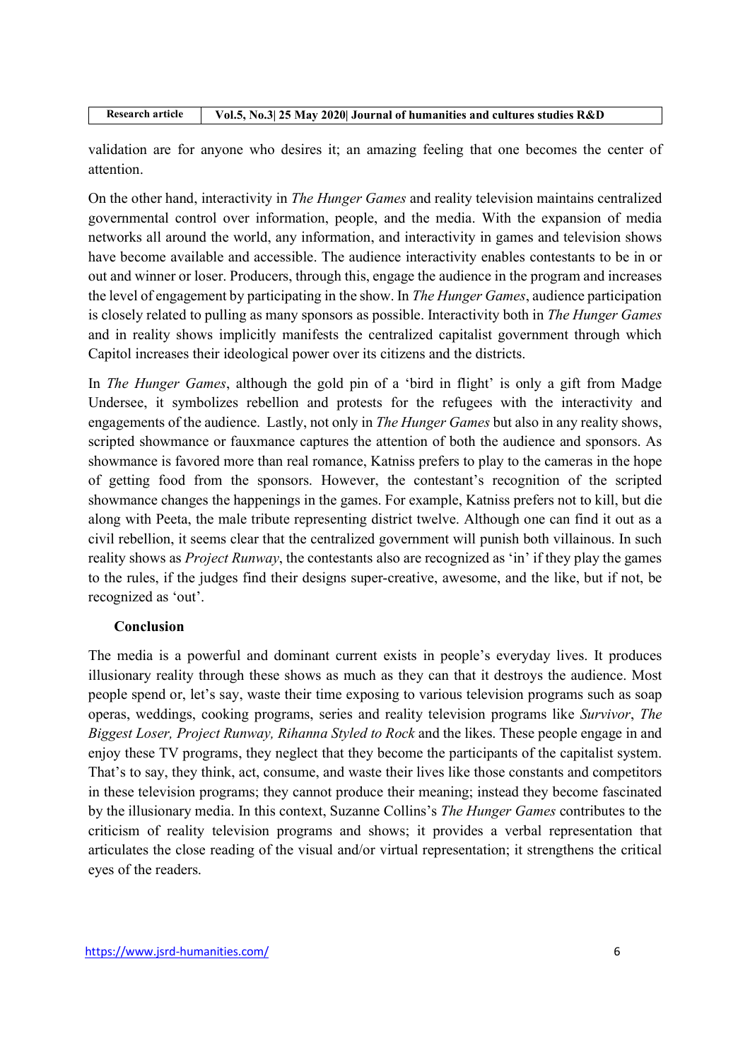validation are for anyone who desires it; an amazing feeling that one becomes the center of attention.

On the other hand, interactivity in *The Hunger Games* and reality television maintains centralized governmental control over information, people, and the media. With the expansion of media networks all around the world, any information, and interactivity in games and television shows have become available and accessible. The audience interactivity enables contestants to be in or out and winner or loser. Producers, through this, engage the audience in the program and increases the level of engagement by participating in the show. In *The Hunger Games*, audience participation is closely related to pulling as many sponsors as possible. Interactivity both in *The Hunger Games* and in reality shows implicitly manifests the centralized capitalist government through which Capitol increases their ideological power over its citizens and the districts.

In *The Hunger Games*, although the gold pin of a 'bird in flight' is only a gift from Madge Undersee, it symbolizes rebellion and protests for the refugees with the interactivity and engagements of the audience. Lastly, not only in *The Hunger Games* but also in any reality shows, scripted showmance or fauxmance captures the attention of both the audience and sponsors. As showmance is favored more than real romance, Katniss prefers to play to the cameras in the hope of getting food from the sponsors. However, the contestant's recognition of the scripted showmance changes the happenings in the games. For example, Katniss prefers not to kill, but die along with Peeta, the male tribute representing district twelve. Although one can find it out as a civil rebellion, it seems clear that the centralized government will punish both villainous. In such reality shows as *Project Runway*, the contestants also are recognized as 'in' if they play the games to the rules, if the judges find their designs super-creative, awesome, and the like, but if not, be recognized as 'out'.

## Conclusion

The media is a powerful and dominant current exists in people's everyday lives. It produces illusionary reality through these shows as much as they can that it destroys the audience. Most people spend or, let's say, waste their time exposing to various television programs such as soap operas, weddings, cooking programs, series and reality television programs like *Survivor*, *The Biggest Loser, Project Runway, Rihanna Styled to Rock* and the likes. These people engage in and enjoy these TV programs, they neglect that they become the participants of the capitalist system. That's to say, they think, act, consume, and waste their lives like those constants and competitors in these television programs; they cannot produce their meaning; instead they become fascinated by the illusionary media. In this context, Suzanne Collins's *The Hunger Games* contributes to the criticism of reality television programs and shows; it provides a verbal representation that articulates the close reading of the visual and/or virtual representation; it strengthens the critical eyes of the readers.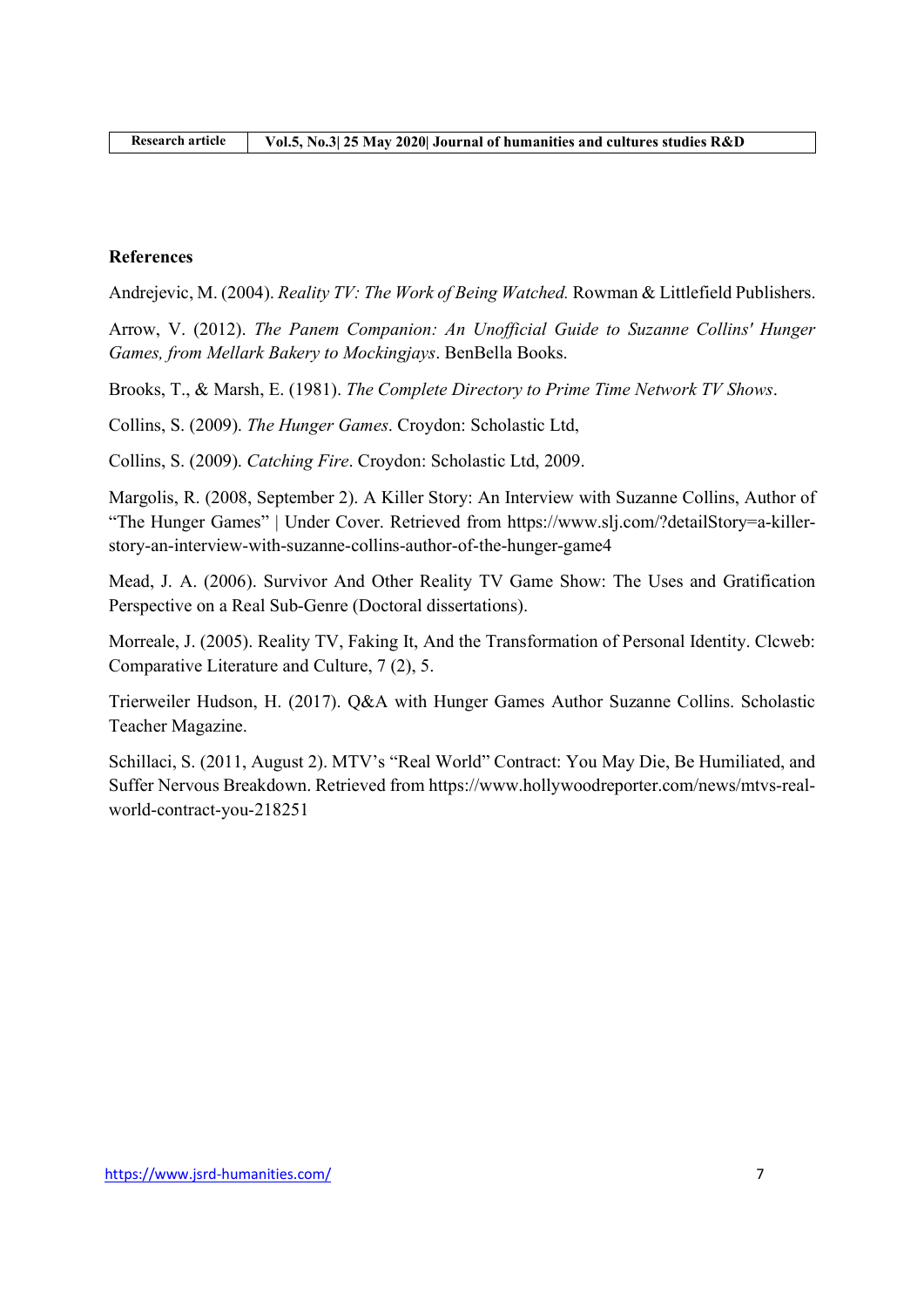## References

Andrejevic, M. (2004). *Reality TV: The Work of Being Watched.* Rowman & Littlefield Publishers.

Arrow, V. (2012). *The Panem Companion: An Unofficial Guide to Suzanne Collins' Hunger Games, from Mellark Bakery to Mockingjays*. BenBella Books.

Brooks, T., & Marsh, E. (1981). *The Complete Directory to Prime Time Network TV Shows*.

Collins, S. (2009). *The Hunger Games*. Croydon: Scholastic Ltd,

Collins, S. (2009). *Catching Fire*. Croydon: Scholastic Ltd, 2009.

Margolis, R. (2008, September 2). A Killer Story: An Interview with Suzanne Collins, Author of "The Hunger Games" | Under Cover. Retrieved from https://www.slj.com/?detailStory=a-killer-story-an-interview-with-suzanne-collins-author-of-the-hunger-game4

Mead, J. A. (2006). Survivor And Other Reality TV Game Show: The Uses and Gratification Perspective on a Real Sub-Genre (Doctoral dissertations).

Morreale, J. (2005). Reality TV, Faking It, And the Transformation of Personal Identity. Clcweb: Comparative Literature and Culture, 7 (2), 5.

Trierweiler Hudson, H. (2017). Q&A with Hunger Games Author Suzanne Collins. Scholastic Teacher Magazine.

Schillaci, S. (2011, August 2). MTV's "Real World" Contract: You May Die, Be Humiliated, and Suffer Nervous Breakdown. Retrieved from https://www.hollywoodreporter.com/news/mtvs-real-world-contract-you-218251